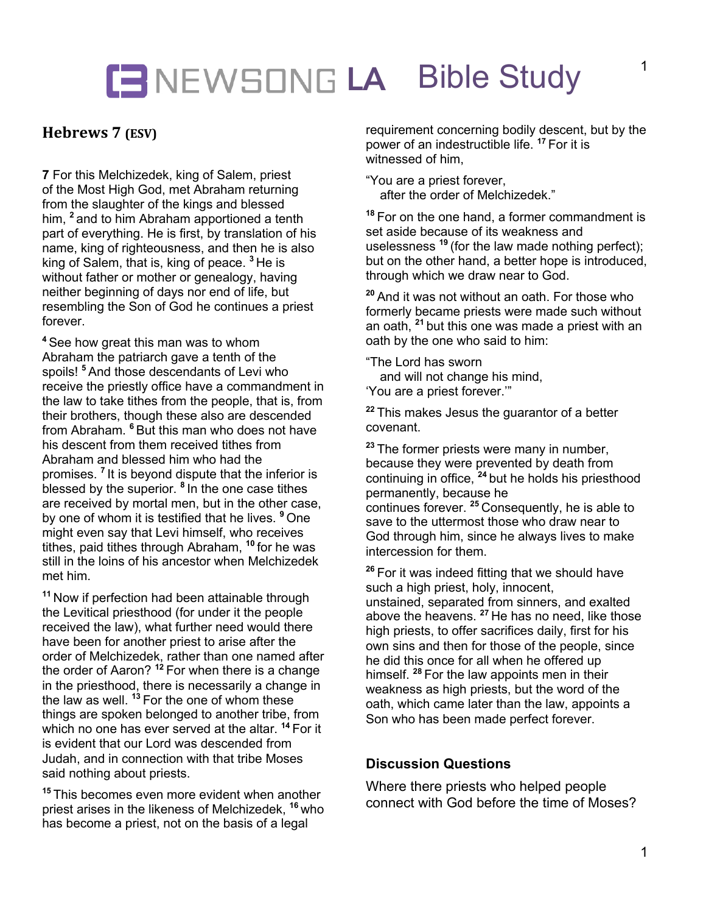# NEWSONG LA Bible Study

## Hebrews 7 (ESV)

**7** For this Melchizedek, king of Salem, priest of the Most High God, met Abraham returning from the slaughter of the kings and blessed him, [2] and to him Abraham apportioned a tenth part of everything. He is first, by translation of his name, king of righteousness, and then he is also king of Salem, that is, king of peace. [3] He is without father or mother or genealogy, having neither beginning of days nor end of life, but resembling the Son of God he continues a priest forever.

[4] See how great this man was to whom Abraham the patriarch gave a tenth of the spoils! [5] And those descendants of Levi who receive the priestly office have a commandment in the law to take tithes from the people, that is, from their brothers, though these also are descended from Abraham. [6] But this man who does not have his descent from them received tithes from Abraham and blessed him who had the promises. [7] It is beyond dispute that the inferior is blessed by the superior. [8] In the one case tithes are received by mortal men, but in the other case, by one of whom it is testified that he lives. [9] One might even say that Levi himself, who receives tithes, paid tithes through Abraham, [10] for he was still in the loins of his ancestor when Melchizedek met him.

[11] Now if perfection had been attainable through the Levitical priesthood (for under it the people received the law), what further need would there have been for another priest to arise after the order of Melchizedek, rather than one named after the order of Aaron? [12] For when there is a change in the priesthood, there is necessarily a change in the law as well. [13] For the one of whom these things are spoken belonged to another tribe, from which no one has ever served at the altar. [14] For it is evident that our Lord was descended from Judah, and in connection with that tribe Moses said nothing about priests.

[15] This becomes even more evident when another priest arises in the likeness of Melchizedek, [16] who has become a priest, not on the basis of a legal requirement concerning bodily descent, but by the power of an indestructible life. [17] For it is witnessed of him,

"You are a priest forever,
after the order of Melchizedek."

[18] For on the one hand, a former commandment is set aside because of its weakness and uselessness [19] (for the law made nothing perfect); but on the other hand, a better hope is introduced, through which we draw near to God.

[20] And it was not without an oath. For those who formerly became priests were made such without an oath, [21] but this one was made a priest with an oath by the one who said to him:

"The Lord has sworn
and will not change his mind,
'You are a priest forever.'"

[22] This makes Jesus the guarantor of a better covenant.

[23] The former priests were many in number, because they were prevented by death from continuing in office, [24] but he holds his priesthood permanently, because he continues forever. [25] Consequently, he is able to save to the uttermost those who draw near to God through him, since he always lives to make intercession for them.

[26] For it was indeed fitting that we should have such a high priest, holy, innocent, unstained, separated from sinners, and exalted above the heavens. [27] He has no need, like those high priests, to offer sacrifices daily, first for his own sins and then for those of the people, since he did this once for all when he offered up himself. [28] For the law appoints men in their weakness as high priests, but the word of the oath, which came later than the law, appoints a Son who has been made perfect forever.

### Discussion Questions

Where there priests who helped people connect with God before the time of Moses?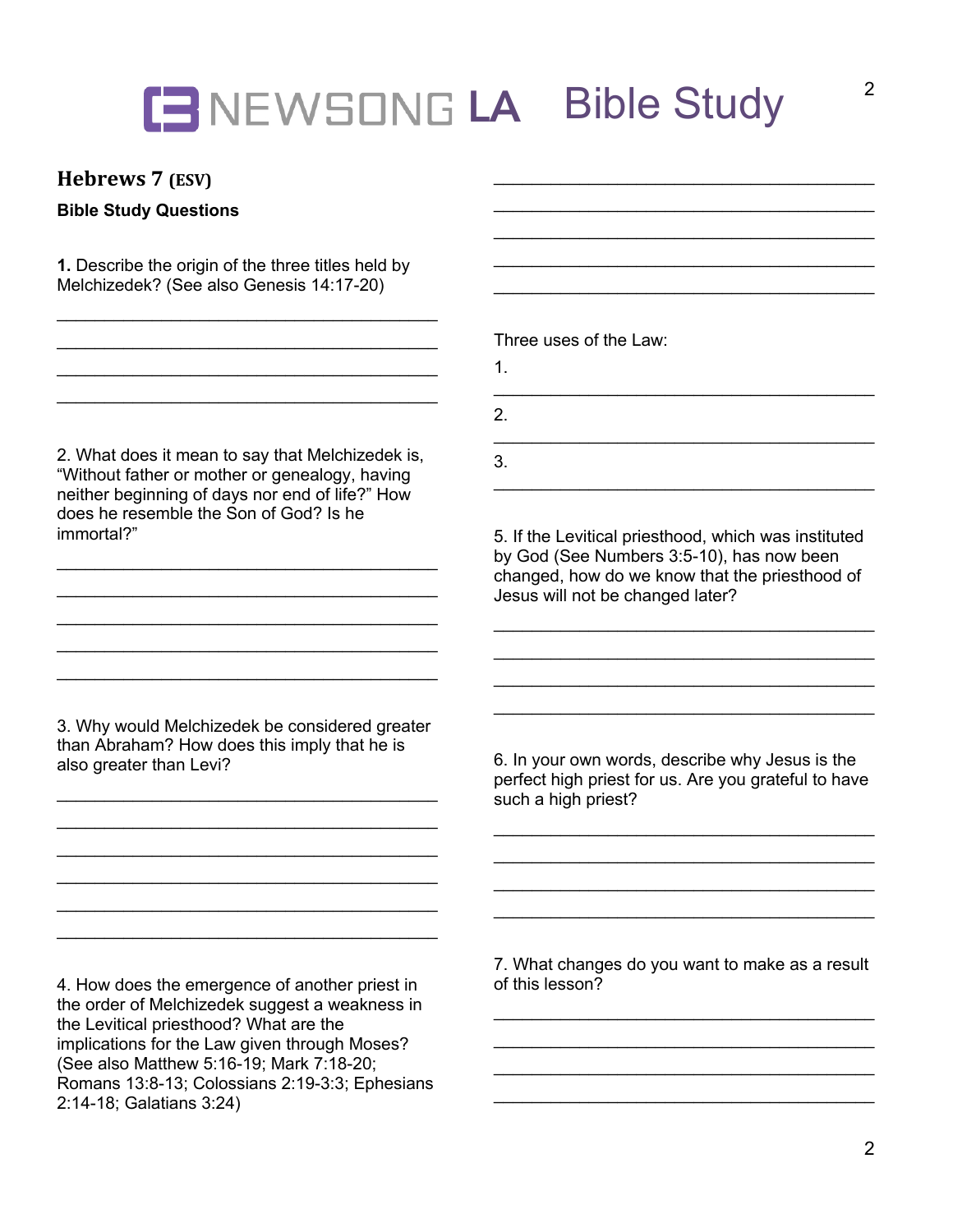# NEWSONG LA Bible Study

## Hebrews 7 (ESV)

**Bible Study Questions**

**1.** Describe the origin of the three titles held by Melchizedek? (See also Genesis 14:17-20)

_______________________________________

_______________________________________

_______________________________________

_______________________________________

2. What does it mean to say that Melchizedek is, "Without father or mother or genealogy, having neither beginning of days nor end of life?" How does he resemble the Son of God? Is he immortal?"

_______________________________________

_______________________________________

_______________________________________

_______________________________________

_______________________________________

3. Why would Melchizedek be considered greater than Abraham? How does this imply that he is also greater than Levi?

_______________________________________

_______________________________________

_______________________________________

_______________________________________

_______________________________________

_______________________________________

4. How does the emergence of another priest in the order of Melchizedek suggest a weakness in the Levitical priesthood? What are the implications for the Law given through Moses? (See also Matthew 5:16-19; Mark 7:18-20; Romans 13:8-13; Colossians 2:19-3:3; Ephesians 2:14-18; Galatians 3:24)

_______________________________________

_______________________________________

_______________________________________

_______________________________________

_______________________________________

Three uses of the Law:

1. _______________________________________

2. _______________________________________

3. _______________________________________

5. If the Levitical priesthood, which was instituted by God (See Numbers 3:5-10), has now been changed, how do we know that the priesthood of Jesus will not be changed later?

_______________________________________

_______________________________________

_______________________________________

_______________________________________

6. In your own words, describe why Jesus is the perfect high priest for us. Are you grateful to have such a high priest?

_______________________________________

_______________________________________

_______________________________________

_______________________________________

7. What changes do you want to make as a result of this lesson?

_______________________________________

_______________________________________

_______________________________________

_______________________________________